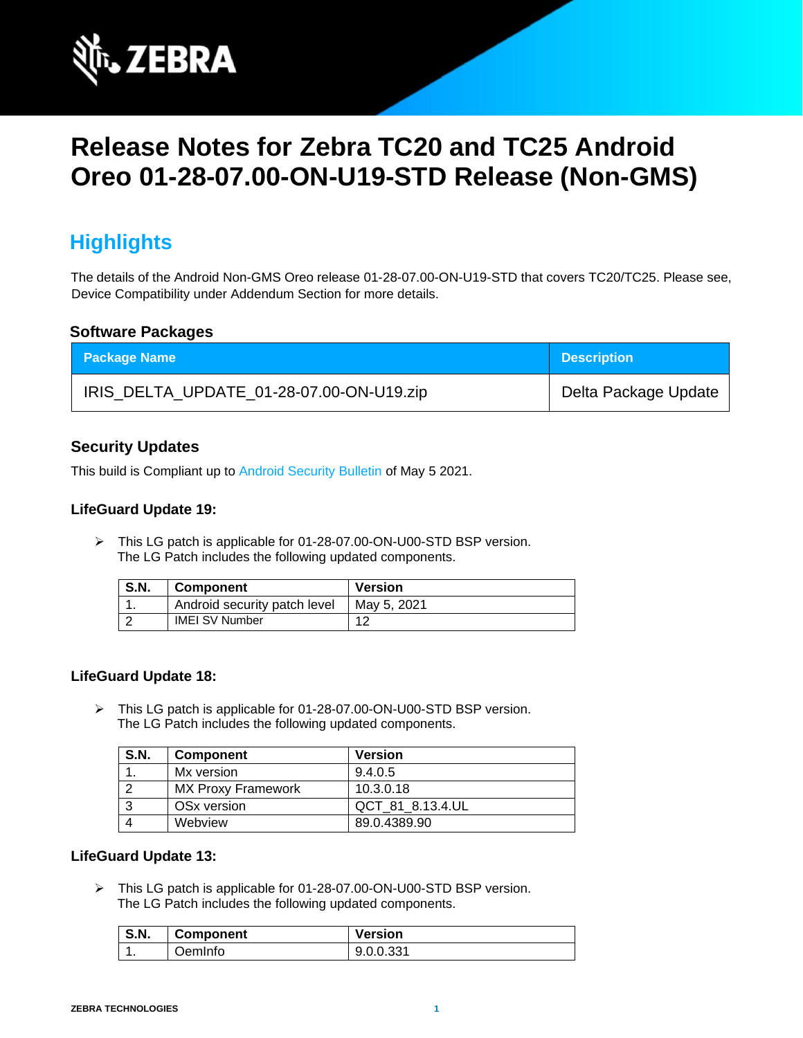# Release Notes for Zebra TC20 and TC25 Android Oreo 01-28-07.00-ON-U19-STD Release (Non-GMS)

## Highlights

The details of the Android Non-GMS Oreo release 01-28-07.00-ON-U19-STD that covers TC20/TC25. Please see, Device Compatibility under Addendum Section for more details.

### Software Packages

| Package Name | Description |
| --- | --- |
| IRIS_DELTA_UPDATE_01-28-07.00-ON-U19.zip | Delta Package Update |

### Security Updates

This build is Compliant up to Android Security Bulletin of May 5 2021.

#### LifeGuard Update 19:

- This LG patch is applicable for 01-28-07.00-ON-U00-STD BSP version. The LG Patch includes the following updated components.

| S.N. | Component | Version |
| --- | --- | --- |
| 1. | Android security patch level | May 5, 2021 |
| 2 | IMEI SV Number | 12 |

#### LifeGuard Update 18:

- This LG patch is applicable for 01-28-07.00-ON-U00-STD BSP version. The LG Patch includes the following updated components.

| S.N. | Component | Version |
| --- | --- | --- |
| 1. | Mx version | 9.4.0.5 |
| 2 | MX Proxy Framework | 10.3.0.18 |
| 3 | OSx version | QCT_81_8.13.4.UL |
| 4 | Webview | 89.0.4389.90 |

#### LifeGuard Update 13:

- This LG patch is applicable for 01-28-07.00-ON-U00-STD BSP version. The LG Patch includes the following updated components.

| S.N. | Component | Version |
| --- | --- | --- |
| 1. | OemInfo | 9.0.0.331 |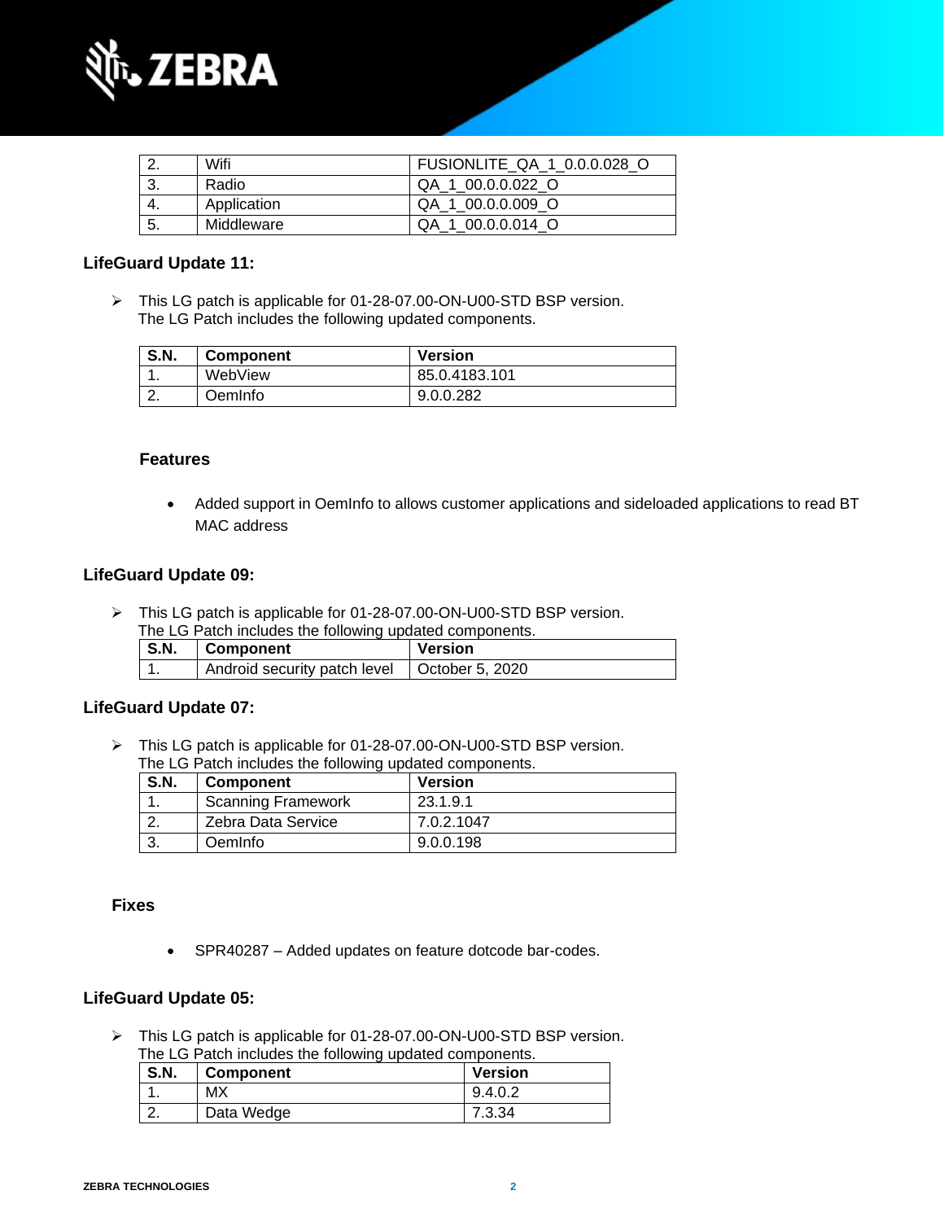| | | |
|---|---|---|
| 2. | Wifi | FUSIONLITE_QA_1_0.0.0.028_O |
| 3. | Radio | QA_1_00.0.0.022_O |
| 4. | Application | QA_1_00.0.0.009_O |
| 5. | Middleware | QA_1_00.0.0.014_O |

### LifeGuard Update 11:

- This LG patch is applicable for 01-28-07.00-ON-U00-STD BSP version.
  The LG Patch includes the following updated components.

| S.N. | Component | Version |
|---|---|---|
| 1. | WebView | 85.0.4183.101 |
| 2. | OemInfo | 9.0.0.282 |

#### Features

- Added support in OemInfo to allows customer applications and sideloaded applications to read BT MAC address

### LifeGuard Update 09:

- This LG patch is applicable for 01-28-07.00-ON-U00-STD BSP version.
  The LG Patch includes the following updated components.

| S.N. | Component | Version |
|---|---|---|
| 1. | Android security patch level | October 5, 2020 |

### LifeGuard Update 07:

- This LG patch is applicable for 01-28-07.00-ON-U00-STD BSP version.
  The LG Patch includes the following updated components.

| S.N. | Component | Version |
|---|---|---|
| 1. | Scanning Framework | 23.1.9.1 |
| 2. | Zebra Data Service | 7.0.2.1047 |
| 3. | OemInfo | 9.0.0.198 |

#### Fixes

- SPR40287 – Added updates on feature dotcode bar-codes.

### LifeGuard Update 05:

- This LG patch is applicable for 01-28-07.00-ON-U00-STD BSP version.
  The LG Patch includes the following updated components.

| S.N. | Component | Version |
|---|---|---|
| 1. | MX | 9.4.0.2 |
| 2. | Data Wedge | 7.3.34 |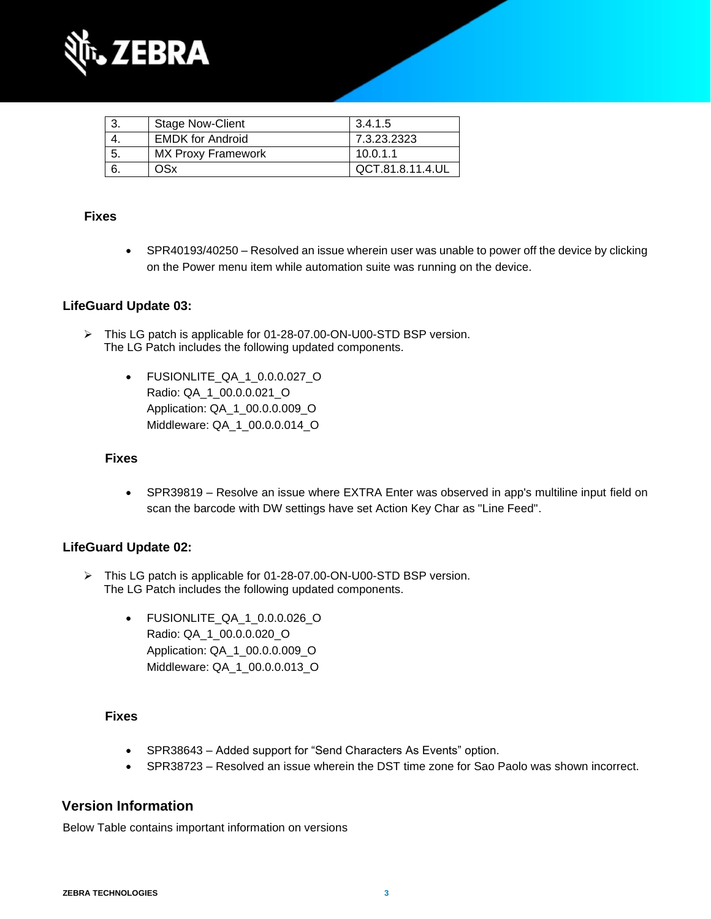| 3. | Stage Now-Client | 3.4.1.5 |
|---|---|---|
| 4. | EMDK for Android | 7.3.23.2323 |
| 5. | MX Proxy Framework | 10.0.1.1 |
| 6. | OSx | QCT.81.8.11.4.UL |

### Fixes

- SPR40193/40250 – Resolved an issue wherein user was unable to power off the device by clicking on the Power menu item while automation suite was running on the device.

### LifeGuard Update 03:

- This LG patch is applicable for 01-28-07.00-ON-U00-STD BSP version.
  The LG Patch includes the following updated components.

  - FUSIONLITE_QA_1_0.0.0.027_O
    Radio: QA_1_00.0.0.021_O
    Application: QA_1_00.0.0.009_O
    Middleware: QA_1_00.0.0.014_O

#### Fixes

- SPR39819 – Resolve an issue where EXTRA Enter was observed in app's multiline input field on scan the barcode with DW settings have set Action Key Char as "Line Feed".

### LifeGuard Update 02:

- This LG patch is applicable for 01-28-07.00-ON-U00-STD BSP version.
  The LG Patch includes the following updated components.

  - FUSIONLITE_QA_1_0.0.0.026_O
    Radio: QA_1_00.0.0.020_O
    Application: QA_1_00.0.0.009_O
    Middleware: QA_1_00.0.0.013_O

#### Fixes

- SPR38643 – Added support for “Send Characters As Events” option.
- SPR38723 – Resolved an issue wherein the DST time zone for Sao Paolo was shown incorrect.

## Version Information

Below Table contains important information on versions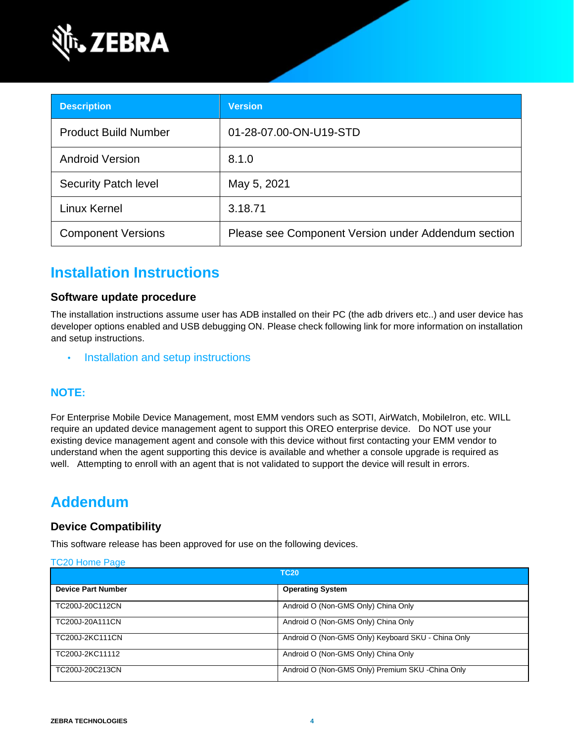| Description | Version |
| --- | --- |
| Product Build Number | 01-28-07.00-ON-U19-STD |
| Android Version | 8.1.0 |
| Security Patch level | May 5, 2021 |
| Linux Kernel | 3.18.71 |
| Component Versions | Please see Component Version under Addendum section |

## Installation Instructions

### Software update procedure

The installation instructions assume user has ADB installed on their PC (the adb drivers etc..) and user device has developer options enabled and USB debugging ON. Please check following link for more information on installation and setup instructions.

- Installation and setup instructions

### NOTE:

For Enterprise Mobile Device Management, most EMM vendors such as SOTI, AirWatch, MobileIron, etc. WILL require an updated device management agent to support this OREO enterprise device. Do NOT use your existing device management agent and console with this device without first contacting your EMM vendor to understand when the agent supporting this device is available and whether a console upgrade is required as well. Attempting to enroll with an agent that is not validated to support the device will result in errors.

## Addendum

### Device Compatibility

This software release has been approved for use on the following devices.

TC20 Home Page

| TC20 | |
| --- | --- |
| **Device Part Number** | **Operating System** |
| TC200J-20C112CN | Android O (Non-GMS Only) China Only |
| TC200J-20A111CN | Android O (Non-GMS Only) China Only |
| TC200J-2KC111CN | Android O (Non-GMS Only) Keyboard SKU - China Only |
| TC200J-2KC11112 | Android O (Non-GMS Only) China Only |
| TC200J-20C213CN | Android O (Non-GMS Only) Premium SKU -China Only |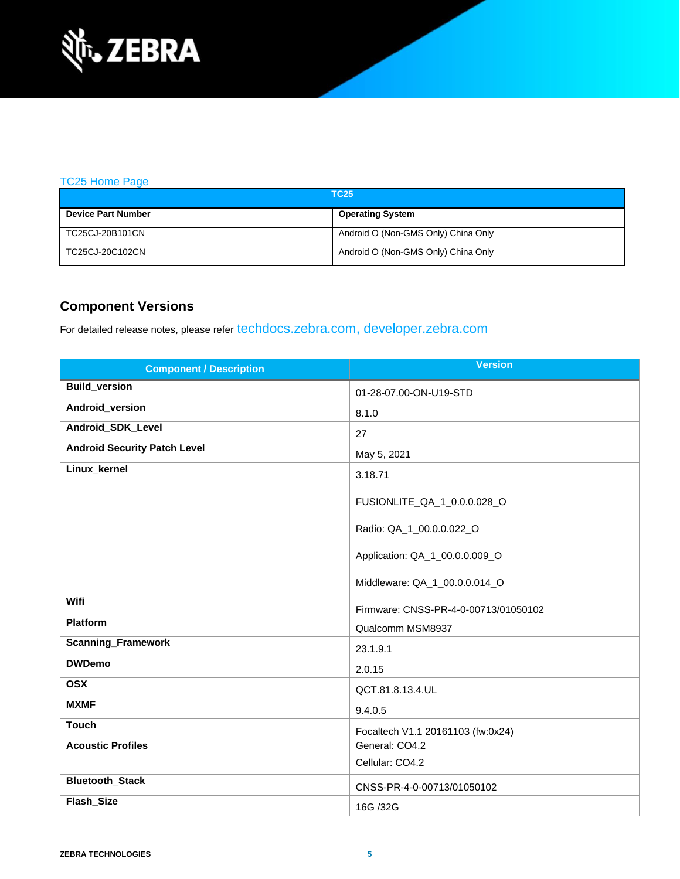[TC25 Home Page](#)

| TC25 | |
|---|---|
| **Device Part Number** | **Operating System** |
| TC25CJ-20B101CN | Android O (Non-GMS Only) China Only |
| TC25CJ-20C102CN | Android O (Non-GMS Only) China Only |

## Component Versions

For detailed release notes, please refer techdocs.zebra.com, developer.zebra.com

| Component / Description | Version |
|---|---|
| **Build_version** | 01-28-07.00-ON-U19-STD |
| **Android_version** | 8.1.0 |
| **Android_SDK_Level** | 27 |
| **Android Security Patch Level** | May 5, 2021 |
| **Linux_kernel** | 3.18.71 |
| **Wifi** | FUSIONLITE_QA_1_0.0.0.028_O<br><br>Radio: QA_1_00.0.0.022_O<br><br>Application: QA_1_00.0.0.009_O<br><br>Middleware: QA_1_00.0.0.014_O<br><br>Firmware: CNSS-PR-4-0-00713/01050102 |
| **Platform** | Qualcomm MSM8937 |
| **Scanning_Framework** | 23.1.9.1 |
| **DWDemo** | 2.0.15 |
| **OSX** | QCT.81.8.13.4.UL |
| **MXMF** | 9.4.0.5 |
| **Touch** | Focaltech V1.1 20161103 (fw:0x24) |
| **Acoustic Profiles** | General: CO4.2<br>Cellular: CO4.2 |
| **Bluetooth_Stack** | CNSS-PR-4-0-00713/01050102 |
| **Flash_Size** | 16G /32G |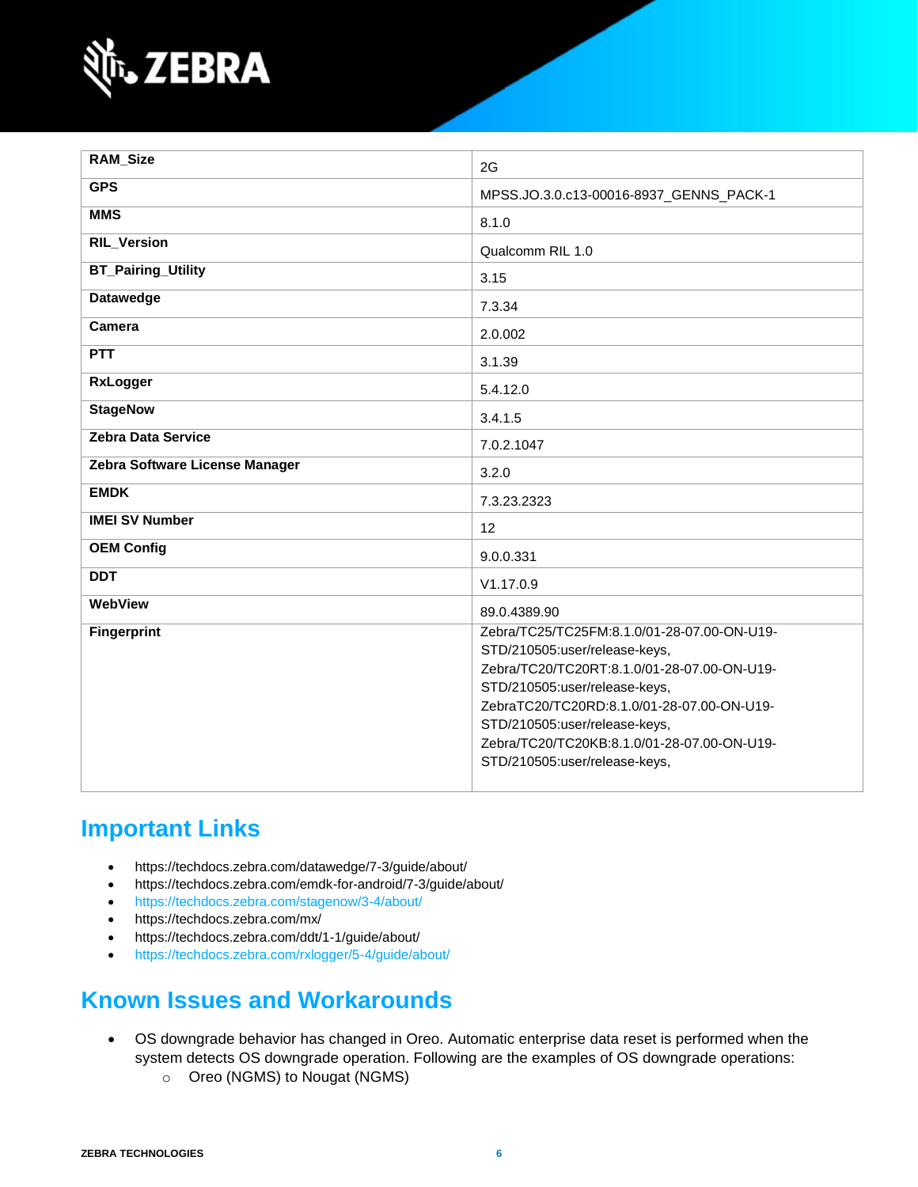| | |
|---|---|
| **RAM_Size** | 2G |
| **GPS** | MPSS.JO.3.0.c13-00016-8937_GENNS_PACK-1 |
| **MMS** | 8.1.0 |
| **RIL_Version** | Qualcomm RIL 1.0 |
| **BT_Pairing_Utility** | 3.15 |
| **Datawedge** | 7.3.34 |
| **Camera** | 2.0.002 |
| **PTT** | 3.1.39 |
| **RxLogger** | 5.4.12.0 |
| **StageNow** | 3.4.1.5 |
| **Zebra Data Service** | 7.0.2.1047 |
| **Zebra Software License Manager** | 3.2.0 |
| **EMDK** | 7.3.23.2323 |
| **IMEI SV Number** | 12 |
| **OEM Config** | 9.0.0.331 |
| **DDT** | V1.17.0.9 |
| **WebView** | 89.0.4389.90 |
| **Fingerprint** | Zebra/TC25/TC25FM:8.1.0/01-28-07.00-ON-U19-STD/210505:user/release-keys, Zebra/TC20/TC20RT:8.1.0/01-28-07.00-ON-U19-STD/210505:user/release-keys, ZebraTC20/TC20RD:8.1.0/01-28-07.00-ON-U19-STD/210505:user/release-keys, Zebra/TC20/TC20KB:8.1.0/01-28-07.00-ON-U19-STD/210505:user/release-keys, |

## Important Links

- https://techdocs.zebra.com/datawedge/7-3/guide/about/
- https://techdocs.zebra.com/emdk-for-android/7-3/guide/about/
- https://techdocs.zebra.com/stagenow/3-4/about/
- https://techdocs.zebra.com/mx/
- https://techdocs.zebra.com/ddt/1-1/guide/about/
- https://techdocs.zebra.com/rxlogger/5-4/guide/about/

## Known Issues and Workarounds

- OS downgrade behavior has changed in Oreo. Automatic enterprise data reset is performed when the system detects OS downgrade operation. Following are the examples of OS downgrade operations:
    - Oreo (NGMS) to Nougat (NGMS)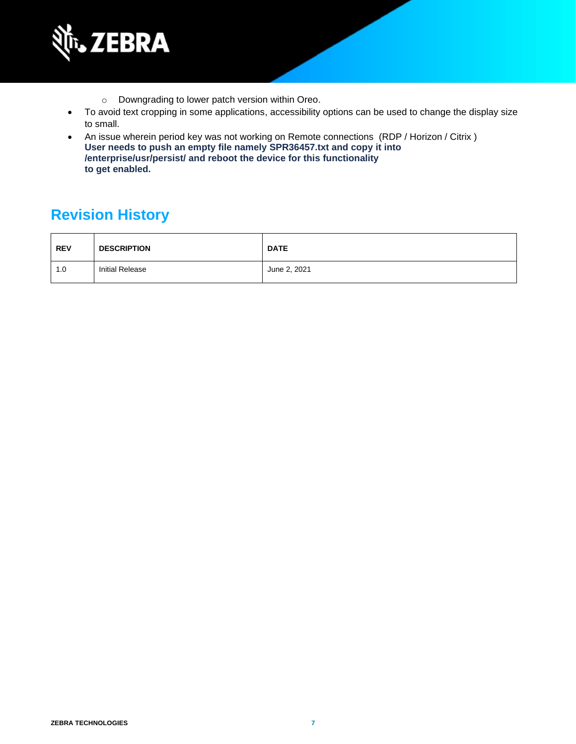- Downgrading to lower patch version within Oreo.
- To avoid text cropping in some applications, accessibility options can be used to change the display size to small.
- An issue wherein period key was not working on Remote connections (RDP / Horizon / Citrix )
  **User needs to push an empty file namely SPR36457.txt and copy it into /enterprise/usr/persist/ and reboot the device for this functionality to get enabled.**

## Revision History

| REV | DESCRIPTION | DATE |
|---|---|---|
| 1.0 | Initial Release | June 2, 2021 |